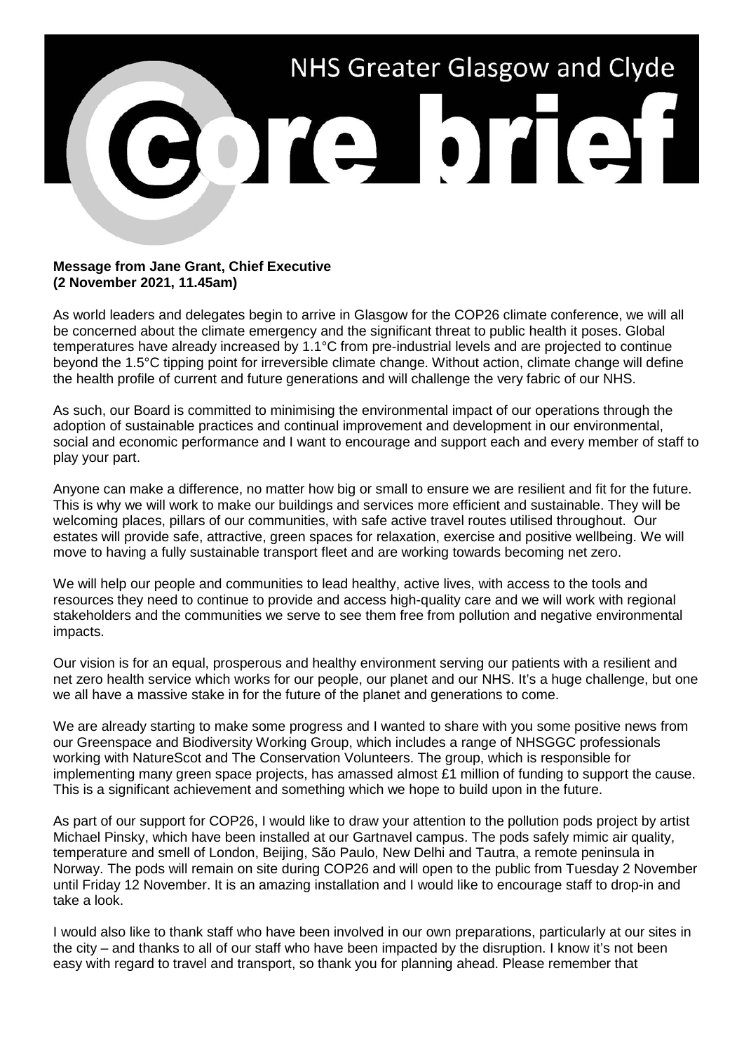NHS Greater Glasgow and Clyde

# core brief

**Message from Jane Grant, Chief Executive**
**(2 November 2021, 11.45am)**

As world leaders and delegates begin to arrive in Glasgow for the COP26 climate conference, we will all be concerned about the climate emergency and the significant threat to public health it poses. Global temperatures have already increased by 1.1°C from pre-industrial levels and are projected to continue beyond the 1.5°C tipping point for irreversible climate change. Without action, climate change will define the health profile of current and future generations and will challenge the very fabric of our NHS.

As such, our Board is committed to minimising the environmental impact of our operations through the adoption of sustainable practices and continual improvement and development in our environmental, social and economic performance and I want to encourage and support each and every member of staff to play your part.

Anyone can make a difference, no matter how big or small to ensure we are resilient and fit for the future. This is why we will work to make our buildings and services more efficient and sustainable. They will be welcoming places, pillars of our communities, with safe active travel routes utilised throughout. Our estates will provide safe, attractive, green spaces for relaxation, exercise and positive wellbeing. We will move to having a fully sustainable transport fleet and are working towards becoming net zero.

We will help our people and communities to lead healthy, active lives, with access to the tools and resources they need to continue to provide and access high-quality care and we will work with regional stakeholders and the communities we serve to see them free from pollution and negative environmental impacts.

Our vision is for an equal, prosperous and healthy environment serving our patients with a resilient and net zero health service which works for our people, our planet and our NHS. It's a huge challenge, but one we all have a massive stake in for the future of the planet and generations to come.

We are already starting to make some progress and I wanted to share with you some positive news from our Greenspace and Biodiversity Working Group, which includes a range of NHSGGC professionals working with NatureScot and The Conservation Volunteers. The group, which is responsible for implementing many green space projects, has amassed almost £1 million of funding to support the cause. This is a significant achievement and something which we hope to build upon in the future.

As part of our support for COP26, I would like to draw your attention to the pollution pods project by artist Michael Pinsky, which have been installed at our Gartnavel campus. The pods safely mimic air quality, temperature and smell of London, Beijing, São Paulo, New Delhi and Tautra, a remote peninsula in Norway. The pods will remain on site during COP26 and will open to the public from Tuesday 2 November until Friday 12 November. It is an amazing installation and I would like to encourage staff to drop-in and take a look.

I would also like to thank staff who have been involved in our own preparations, particularly at our sites in the city – and thanks to all of our staff who have been impacted by the disruption. I know it's not been easy with regard to travel and transport, so thank you for planning ahead. Please remember that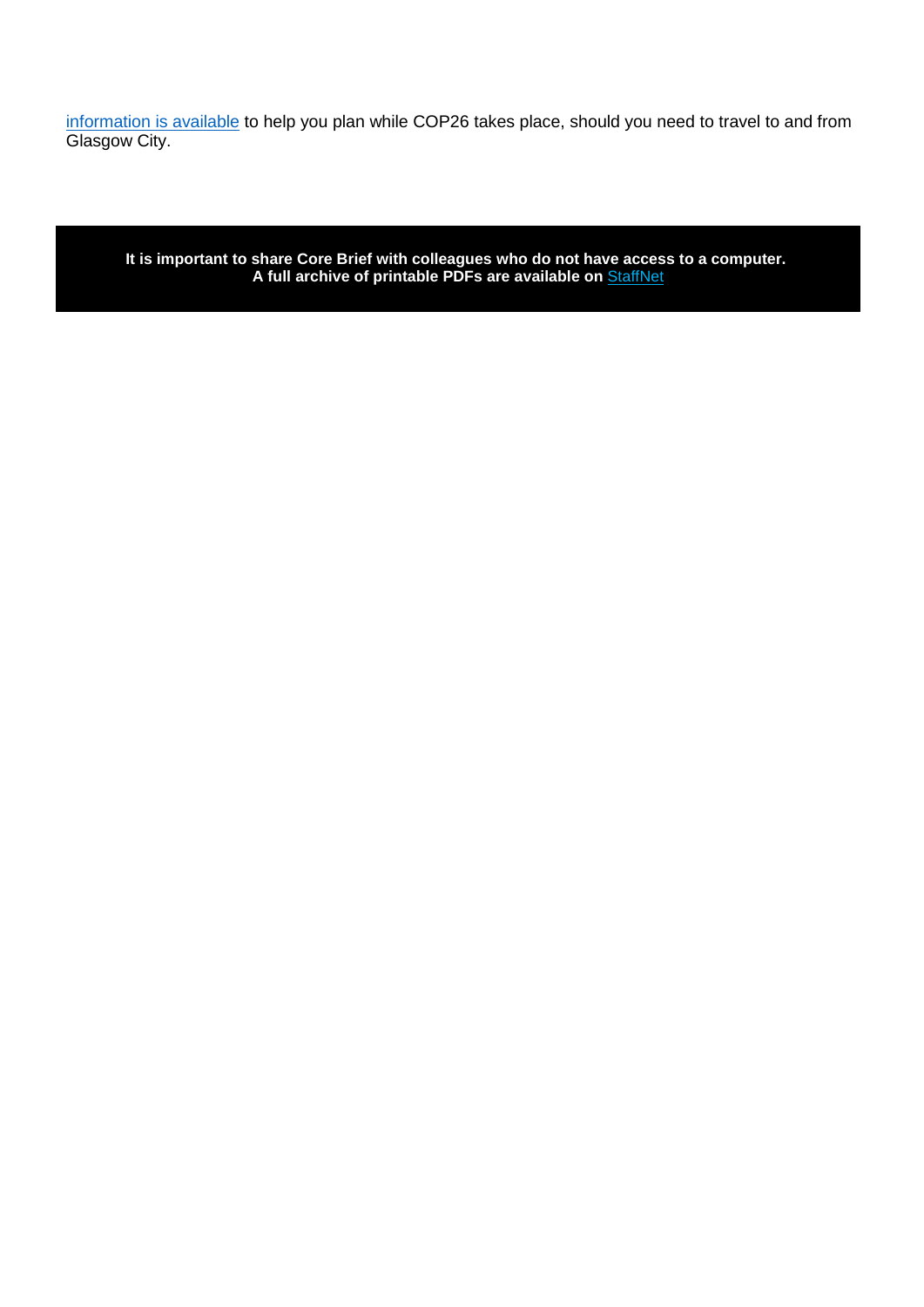information is available to help you plan while COP26 takes place, should you need to travel to and from Glasgow City.

**It is important to share Core Brief with colleagues who do not have access to a computer.**
**A full archive of printable PDFs are available on StaffNet**